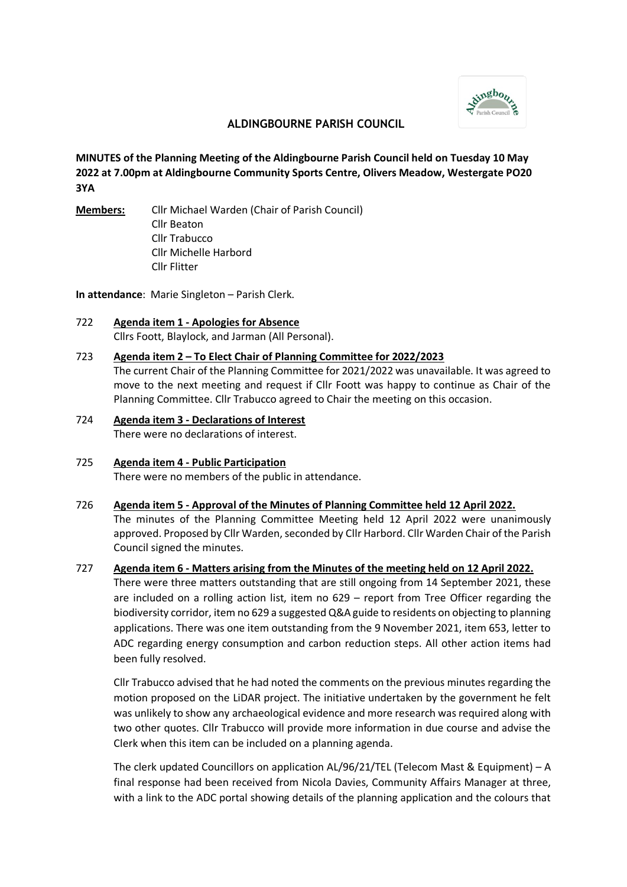# ALDINGBOURNE PARISH COUNCIL

**MINUTES of the Planning Meeting of the Aldingbourne Parish Council held on Tuesday 10 May 2022 at 7.00pm at Aldingbourne Community Sports Centre, Olivers Meadow, Westergate PO20 3YA**

**Members:** Cllr Michael Warden (Chair of Parish Council)
Cllr Beaton
Cllr Trabucco
Cllr Michelle Harbord
Cllr Flitter

**In attendance**: Marie Singleton – Parish Clerk.

722 **Agenda item 1 - Apologies for Absence**

Cllrs Foott, Blaylock, and Jarman (All Personal).

723 **Agenda item 2 – To Elect Chair of Planning Committee for 2022/2023**

The current Chair of the Planning Committee for 2021/2022 was unavailable. It was agreed to move to the next meeting and request if Cllr Foott was happy to continue as Chair of the Planning Committee. Cllr Trabucco agreed to Chair the meeting on this occasion.

724 **Agenda item 3 - Declarations of Interest**

There were no declarations of interest.

725 **Agenda item 4 - Public Participation**

There were no members of the public in attendance.

726 **Agenda item 5 - Approval of the Minutes of Planning Committee held 12 April 2022.**

The minutes of the Planning Committee Meeting held 12 April 2022 were unanimously approved. Proposed by Cllr Warden, seconded by Cllr Harbord. Cllr Warden Chair of the Parish Council signed the minutes.

727 **Agenda item 6 - Matters arising from the Minutes of the meeting held on 12 April 2022.**

There were three matters outstanding that are still ongoing from 14 September 2021, these are included on a rolling action list, item no 629 – report from Tree Officer regarding the biodiversity corridor, item no 629 a suggested Q&A guide to residents on objecting to planning applications. There was one item outstanding from the 9 November 2021, item 653, letter to ADC regarding energy consumption and carbon reduction steps. All other action items had been fully resolved.

Cllr Trabucco advised that he had noted the comments on the previous minutes regarding the motion proposed on the LiDAR project. The initiative undertaken by the government he felt was unlikely to show any archaeological evidence and more research was required along with two other quotes. Cllr Trabucco will provide more information in due course and advise the Clerk when this item can be included on a planning agenda.

The clerk updated Councillors on application AL/96/21/TEL (Telecom Mast & Equipment) – A final response had been received from Nicola Davies, Community Affairs Manager at three, with a link to the ADC portal showing details of the planning application and the colours that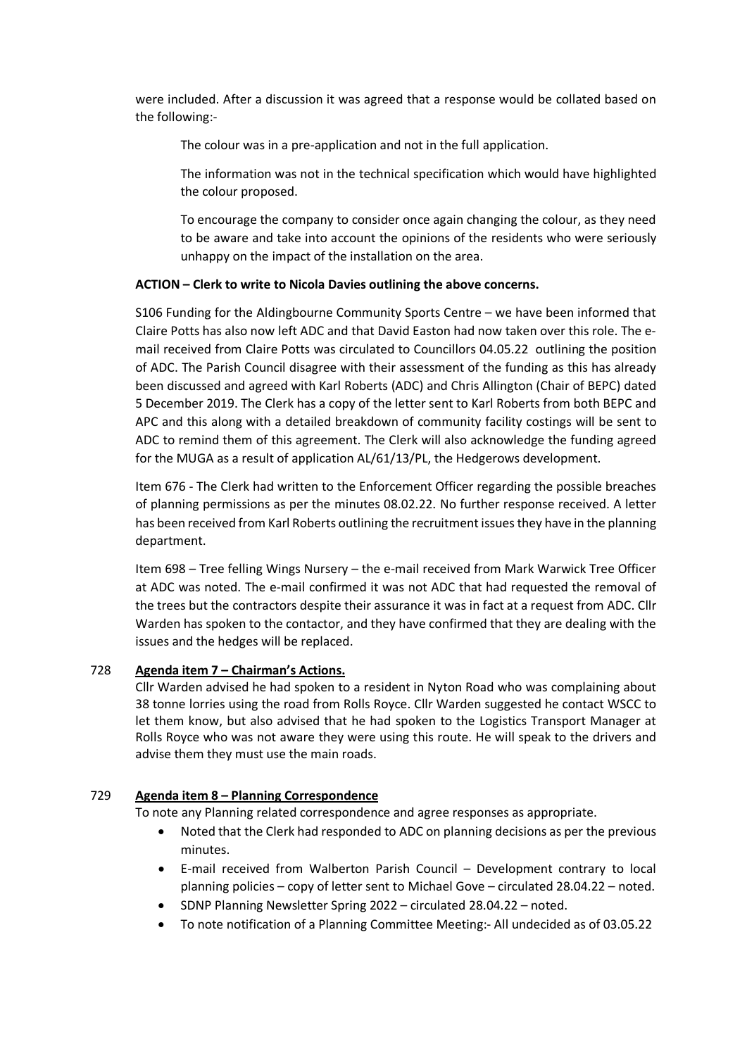were included. After a discussion it was agreed that a response would be collated based on the following:-

The colour was in a pre-application and not in the full application.

The information was not in the technical specification which would have highlighted the colour proposed.

To encourage the company to consider once again changing the colour, as they need to be aware and take into account the opinions of the residents who were seriously unhappy on the impact of the installation on the area.

**ACTION – Clerk to write to Nicola Davies outlining the above concerns.**

S106 Funding for the Aldingbourne Community Sports Centre – we have been informed that Claire Potts has also now left ADC and that David Easton had now taken over this role. The e-mail received from Claire Potts was circulated to Councillors 04.05.22 outlining the position of ADC. The Parish Council disagree with their assessment of the funding as this has already been discussed and agreed with Karl Roberts (ADC) and Chris Allington (Chair of BEPC) dated 5 December 2019. The Clerk has a copy of the letter sent to Karl Roberts from both BEPC and APC and this along with a detailed breakdown of community facility costings will be sent to ADC to remind them of this agreement. The Clerk will also acknowledge the funding agreed for the MUGA as a result of application AL/61/13/PL, the Hedgerows development.

Item 676 - The Clerk had written to the Enforcement Officer regarding the possible breaches of planning permissions as per the minutes 08.02.22. No further response received. A letter has been received from Karl Roberts outlining the recruitment issues they have in the planning department.

Item 698 – Tree felling Wings Nursery – the e-mail received from Mark Warwick Tree Officer at ADC was noted. The e-mail confirmed it was not ADC that had requested the removal of the trees but the contractors despite their assurance it was in fact at a request from ADC. Cllr Warden has spoken to the contactor, and they have confirmed that they are dealing with the issues and the hedges will be replaced.

728 **Agenda item 7 – Chairman's Actions.**

Cllr Warden advised he had spoken to a resident in Nyton Road who was complaining about 38 tonne lorries using the road from Rolls Royce. Cllr Warden suggested he contact WSCC to let them know, but also advised that he had spoken to the Logistics Transport Manager at Rolls Royce who was not aware they were using this route. He will speak to the drivers and advise them they must use the main roads.

729 **Agenda item 8 – Planning Correspondence**

To note any Planning related correspondence and agree responses as appropriate.

- Noted that the Clerk had responded to ADC on planning decisions as per the previous minutes.
- E-mail received from Walberton Parish Council – Development contrary to local planning policies – copy of letter sent to Michael Gove – circulated 28.04.22 – noted.
- SDNP Planning Newsletter Spring 2022 – circulated 28.04.22 – noted.
- To note notification of a Planning Committee Meeting:- All undecided as of 03.05.22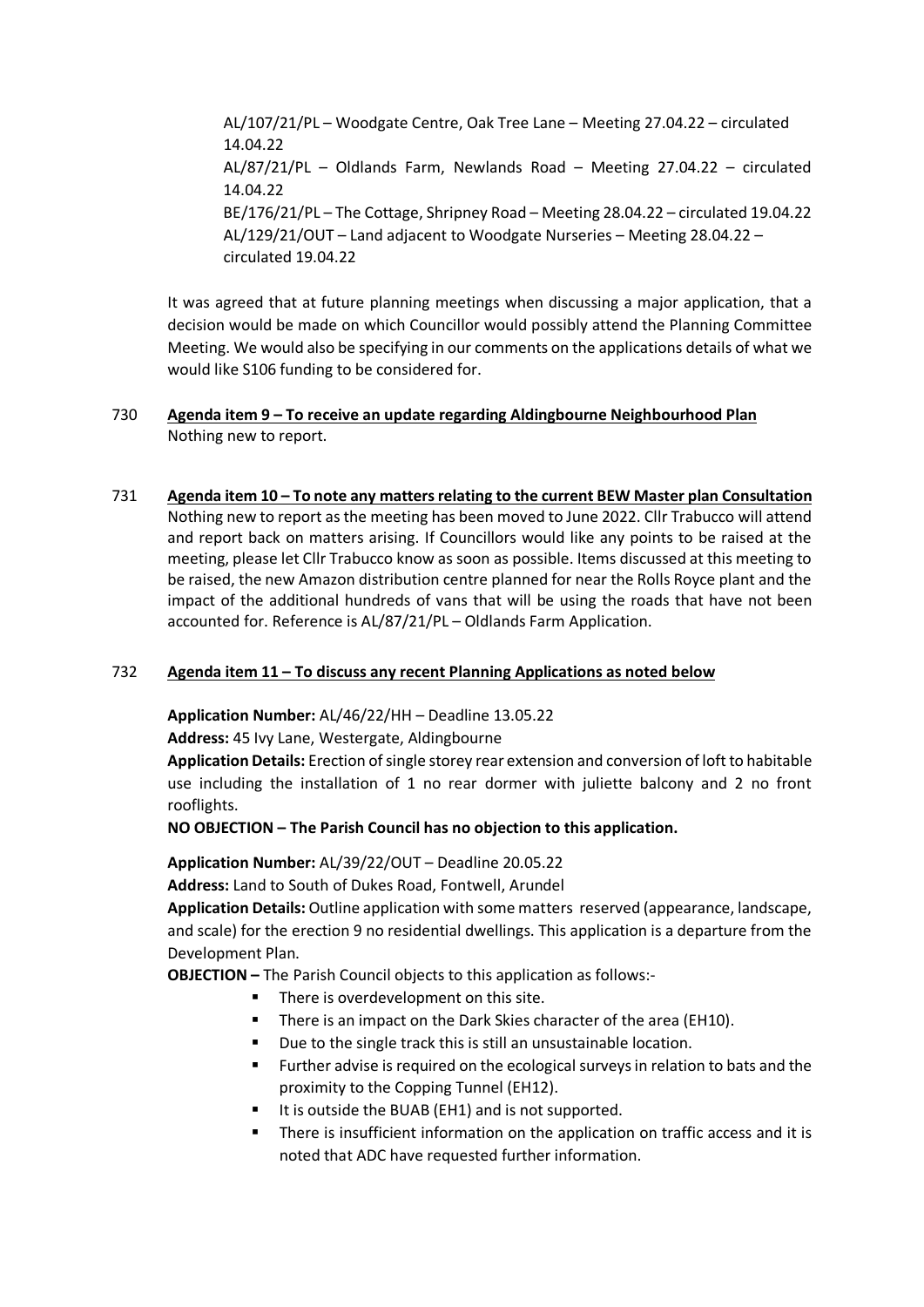AL/107/21/PL – Woodgate Centre, Oak Tree Lane – Meeting 27.04.22 – circulated 14.04.22
AL/87/21/PL – Oldlands Farm, Newlands Road – Meeting 27.04.22 – circulated 14.04.22
BE/176/21/PL – The Cottage, Shripney Road – Meeting 28.04.22 – circulated 19.04.22
AL/129/21/OUT – Land adjacent to Woodgate Nurseries – Meeting 28.04.22 – circulated 19.04.22

It was agreed that at future planning meetings when discussing a major application, that a decision would be made on which Councillor would possibly attend the Planning Committee Meeting. We would also be specifying in our comments on the applications details of what we would like S106 funding to be considered for.

730 **Agenda item 9 – To receive an update regarding Aldingbourne Neighbourhood Plan**
Nothing new to report.

731 **Agenda item 10 – To note any matters relating to the current BEW Master plan Consultation**
Nothing new to report as the meeting has been moved to June 2022. Cllr Trabucco will attend and report back on matters arising. If Councillors would like any points to be raised at the meeting, please let Cllr Trabucco know as soon as possible. Items discussed at this meeting to be raised, the new Amazon distribution centre planned for near the Rolls Royce plant and the impact of the additional hundreds of vans that will be using the roads that have not been accounted for. Reference is AL/87/21/PL – Oldlands Farm Application.

732 **Agenda item 11 – To discuss any recent Planning Applications as noted below**

**Application Number:** AL/46/22/HH – Deadline 13.05.22
**Address:** 45 Ivy Lane, Westergate, Aldingbourne
**Application Details:** Erection of single storey rear extension and conversion of loft to habitable use including the installation of 1 no rear dormer with juliette balcony and 2 no front rooflights.
**NO OBJECTION – The Parish Council has no objection to this application.**

**Application Number:** AL/39/22/OUT – Deadline 20.05.22
**Address:** Land to South of Dukes Road, Fontwell, Arundel
**Application Details:** Outline application with some matters reserved (appearance, landscape, and scale) for the erection 9 no residential dwellings. This application is a departure from the Development Plan.
**OBJECTION –** The Parish Council objects to this application as follows:-

- There is overdevelopment on this site.
- There is an impact on the Dark Skies character of the area (EH10).
- Due to the single track this is still an unsustainable location.
- Further advise is required on the ecological surveys in relation to bats and the proximity to the Copping Tunnel (EH12).
- It is outside the BUAB (EH1) and is not supported.
- There is insufficient information on the application on traffic access and it is noted that ADC have requested further information.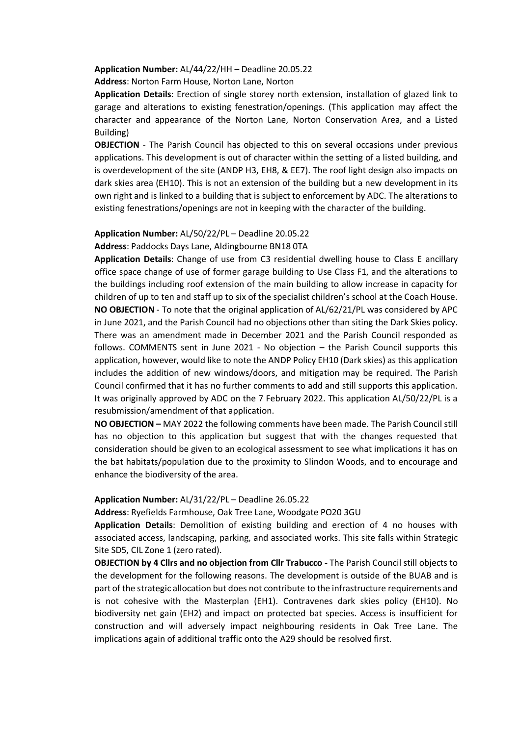**Application Number:** AL/44/22/HH – Deadline 20.05.22

**Address**: Norton Farm House, Norton Lane, Norton

**Application Details**: Erection of single storey north extension, installation of glazed link to garage and alterations to existing fenestration/openings. (This application may affect the character and appearance of the Norton Lane, Norton Conservation Area, and a Listed Building)

**OBJECTION** - The Parish Council has objected to this on several occasions under previous applications. This development is out of character within the setting of a listed building, and is overdevelopment of the site (ANDP H3, EH8, & EE7). The roof light design also impacts on dark skies area (EH10). This is not an extension of the building but a new development in its own right and is linked to a building that is subject to enforcement by ADC. The alterations to existing fenestrations/openings are not in keeping with the character of the building.

**Application Number:** AL/50/22/PL – Deadline 20.05.22

**Address**: Paddocks Days Lane, Aldingbourne BN18 0TA

**Application Details**: Change of use from C3 residential dwelling house to Class E ancillary office space change of use of former garage building to Use Class F1, and the alterations to the buildings including roof extension of the main building to allow increase in capacity for children of up to ten and staff up to six of the specialist children's school at the Coach House.

**NO OBJECTION** - To note that the original application of AL/62/21/PL was considered by APC in June 2021, and the Parish Council had no objections other than siting the Dark Skies policy. There was an amendment made in December 2021 and the Parish Council responded as follows. COMMENTS sent in June 2021 - No objection – the Parish Council supports this application, however, would like to note the ANDP Policy EH10 (Dark skies) as this application includes the addition of new windows/doors, and mitigation may be required. The Parish Council confirmed that it has no further comments to add and still supports this application. It was originally approved by ADC on the 7 February 2022. This application AL/50/22/PL is a resubmission/amendment of that application.

**NO OBJECTION –** MAY 2022 the following comments have been made. The Parish Council still has no objection to this application but suggest that with the changes requested that consideration should be given to an ecological assessment to see what implications it has on the bat habitats/population due to the proximity to Slindon Woods, and to encourage and enhance the biodiversity of the area.

**Application Number:** AL/31/22/PL – Deadline 26.05.22

**Address**: Ryefields Farmhouse, Oak Tree Lane, Woodgate PO20 3GU

**Application Details**: Demolition of existing building and erection of 4 no houses with associated access, landscaping, parking, and associated works. This site falls within Strategic Site SD5, CIL Zone 1 (zero rated).

**OBJECTION by 4 Cllrs and no objection from Cllr Trabucco -** The Parish Council still objects to the development for the following reasons. The development is outside of the BUAB and is part of the strategic allocation but does not contribute to the infrastructure requirements and is not cohesive with the Masterplan (EH1). Contravenes dark skies policy (EH10). No biodiversity net gain (EH2) and impact on protected bat species. Access is insufficient for construction and will adversely impact neighbouring residents in Oak Tree Lane. The implications again of additional traffic onto the A29 should be resolved first.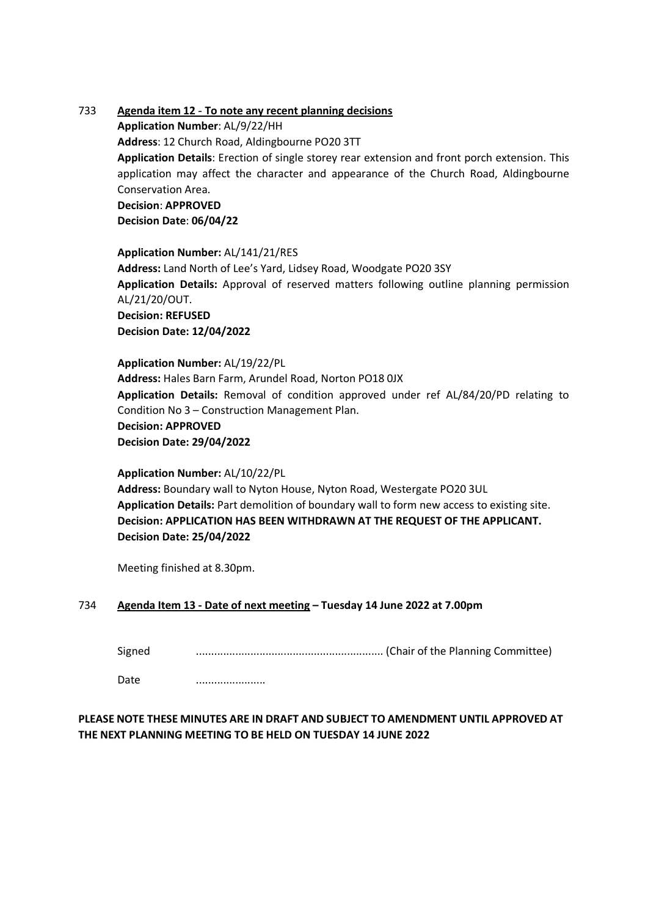733 **Agenda item 12 - To note any recent planning decisions**

**Application Number**: AL/9/22/HH
**Address**: 12 Church Road, Aldingbourne PO20 3TT
**Application Details**: Erection of single storey rear extension and front porch extension. This application may affect the character and appearance of the Church Road, Aldingbourne Conservation Area.
**Decision**: **APPROVED**
**Decision Date**: **06/04/22**

**Application Number:** AL/141/21/RES
**Address:** Land North of Lee's Yard, Lidsey Road, Woodgate PO20 3SY
**Application Details:** Approval of reserved matters following outline planning permission AL/21/20/OUT.
**Decision: REFUSED**
**Decision Date: 12/04/2022**

**Application Number:** AL/19/22/PL
**Address:** Hales Barn Farm, Arundel Road, Norton PO18 0JX
**Application Details:** Removal of condition approved under ref AL/84/20/PD relating to Condition No 3 – Construction Management Plan.
**Decision: APPROVED**
**Decision Date: 29/04/2022**

**Application Number:** AL/10/22/PL
**Address:** Boundary wall to Nyton House, Nyton Road, Westergate PO20 3UL
**Application Details:** Part demolition of boundary wall to form new access to existing site.
**Decision: APPLICATION HAS BEEN WITHDRAWN AT THE REQUEST OF THE APPLICANT.**
**Decision Date: 25/04/2022**

Meeting finished at 8.30pm.

734 **Agenda Item 13 - Date of next meeting – Tuesday 14 June 2022 at 7.00pm**

Signed ............................................................ (Chair of the Planning Committee)

Date ......................

**PLEASE NOTE THESE MINUTES ARE IN DRAFT AND SUBJECT TO AMENDMENT UNTIL APPROVED AT THE NEXT PLANNING MEETING TO BE HELD ON TUESDAY 14 JUNE 2022**